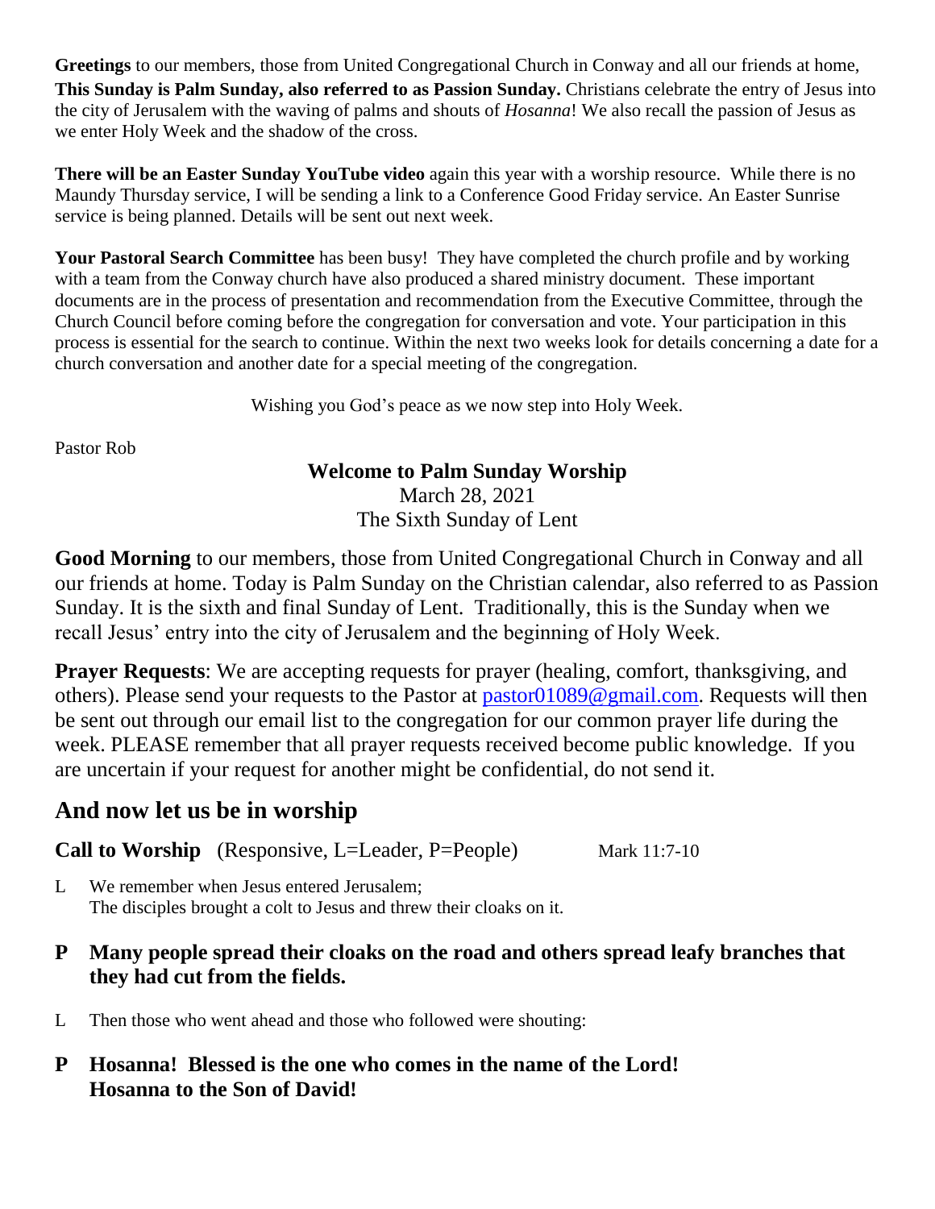**Greetings** to our members, those from United Congregational Church in Conway and all our friends at home, **This Sunday is Palm Sunday, also referred to as Passion Sunday.** Christians celebrate the entry of Jesus into the city of Jerusalem with the waving of palms and shouts of *Hosanna*! We also recall the passion of Jesus as we enter Holy Week and the shadow of the cross.

**There will be an Easter Sunday YouTube video** again this year with a worship resource. While there is no Maundy Thursday service, I will be sending a link to a Conference Good Friday service. An Easter Sunrise service is being planned. Details will be sent out next week.

**Your Pastoral Search Committee** has been busy! They have completed the church profile and by working with a team from the Conway church have also produced a shared ministry document. These important documents are in the process of presentation and recommendation from the Executive Committee, through the Church Council before coming before the congregation for conversation and vote. Your participation in this process is essential for the search to continue. Within the next two weeks look for details concerning a date for a church conversation and another date for a special meeting of the congregation.

Wishing you God's peace as we now step into Holy Week.

Pastor Rob

**Welcome to Palm Sunday Worship**

March 28, 2021

The Sixth Sunday of Lent

**Good Morning** to our members, those from United Congregational Church in Conway and all our friends at home. Today is Palm Sunday on the Christian calendar, also referred to as Passion Sunday. It is the sixth and final Sunday of Lent. Traditionally, this is the Sunday when we recall Jesus' entry into the city of Jerusalem and the beginning of Holy Week.

**Prayer Requests**: We are accepting requests for prayer (healing, comfort, thanksgiving, and others). Please send your requests to the Pastor at pastor01089@gmail.com. Requests will then be sent out through our email list to the congregation for our common prayer life during the week. PLEASE remember that all prayer requests received become public knowledge. If you are uncertain if your request for another might be confidential, do not send it.

## And now let us be in worship

**Call to Worship** (Responsive, L=Leader, P=People) Mark 11:7-10

L We remember when Jesus entered Jerusalem;
The disciples brought a colt to Jesus and threw their cloaks on it.

**P Many people spread their cloaks on the road and others spread leafy branches that they had cut from the fields.**

L Then those who went ahead and those who followed were shouting:

**P Hosanna! Blessed is the one who comes in the name of the Lord!
Hosanna to the Son of David!**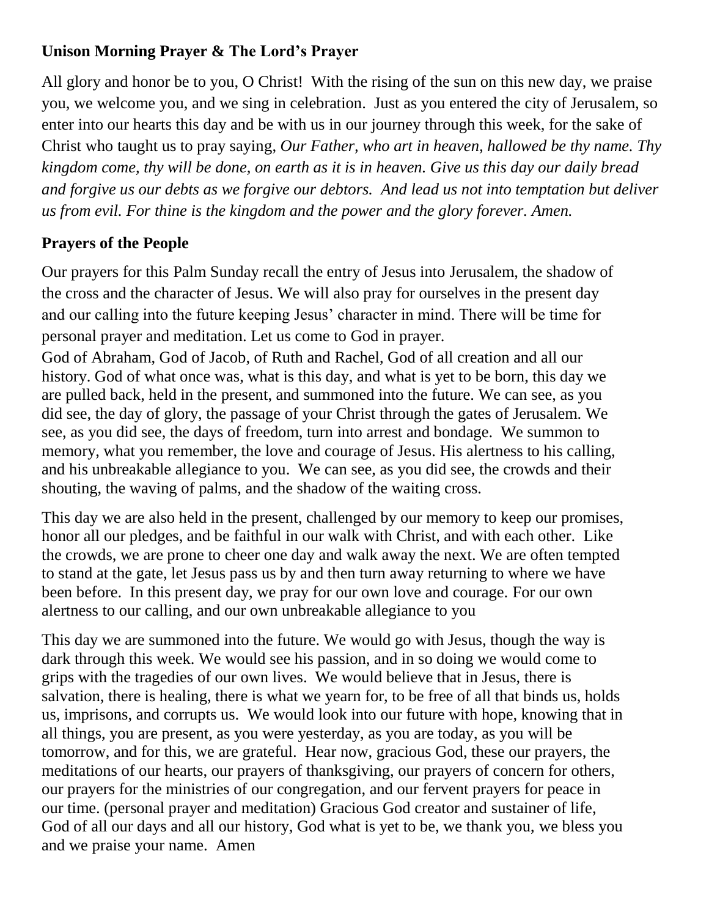**Unison Morning Prayer & The Lord's Prayer**

All glory and honor be to you, O Christ! With the rising of the sun on this new day, we praise you, we welcome you, and we sing in celebration. Just as you entered the city of Jerusalem, so enter into our hearts this day and be with us in our journey through this week, for the sake of Christ who taught us to pray saying, *Our Father, who art in heaven, hallowed be thy name. Thy kingdom come, thy will be done, on earth as it is in heaven. Give us this day our daily bread and forgive us our debts as we forgive our debtors. And lead us not into temptation but deliver us from evil. For thine is the kingdom and the power and the glory forever. Amen.*

**Prayers of the People**

Our prayers for this Palm Sunday recall the entry of Jesus into Jerusalem, the shadow of the cross and the character of Jesus. We will also pray for ourselves in the present day and our calling into the future keeping Jesus' character in mind. There will be time for personal prayer and meditation. Let us come to God in prayer.

God of Abraham, God of Jacob, of Ruth and Rachel, God of all creation and all our history. God of what once was, what is this day, and what is yet to be born, this day we are pulled back, held in the present, and summoned into the future. We can see, as you did see, the day of glory, the passage of your Christ through the gates of Jerusalem. We see, as you did see, the days of freedom, turn into arrest and bondage. We summon to memory, what you remember, the love and courage of Jesus. His alertness to his calling, and his unbreakable allegiance to you. We can see, as you did see, the crowds and their shouting, the waving of palms, and the shadow of the waiting cross.

This day we are also held in the present, challenged by our memory to keep our promises, honor all our pledges, and be faithful in our walk with Christ, and with each other. Like the crowds, we are prone to cheer one day and walk away the next. We are often tempted to stand at the gate, let Jesus pass us by and then turn away returning to where we have been before. In this present day, we pray for our own love and courage. For our own alertness to our calling, and our own unbreakable allegiance to you

This day we are summoned into the future. We would go with Jesus, though the way is dark through this week. We would see his passion, and in so doing we would come to grips with the tragedies of our own lives. We would believe that in Jesus, there is salvation, there is healing, there is what we yearn for, to be free of all that binds us, holds us, imprisons, and corrupts us. We would look into our future with hope, knowing that in all things, you are present, as you were yesterday, as you are today, as you will be tomorrow, and for this, we are grateful. Hear now, gracious God, these our prayers, the meditations of our hearts, our prayers of thanksgiving, our prayers of concern for others, our prayers for the ministries of our congregation, and our fervent prayers for peace in our time. (personal prayer and meditation) Gracious God creator and sustainer of life, God of all our days and all our history, God what is yet to be, we thank you, we bless you and we praise your name. Amen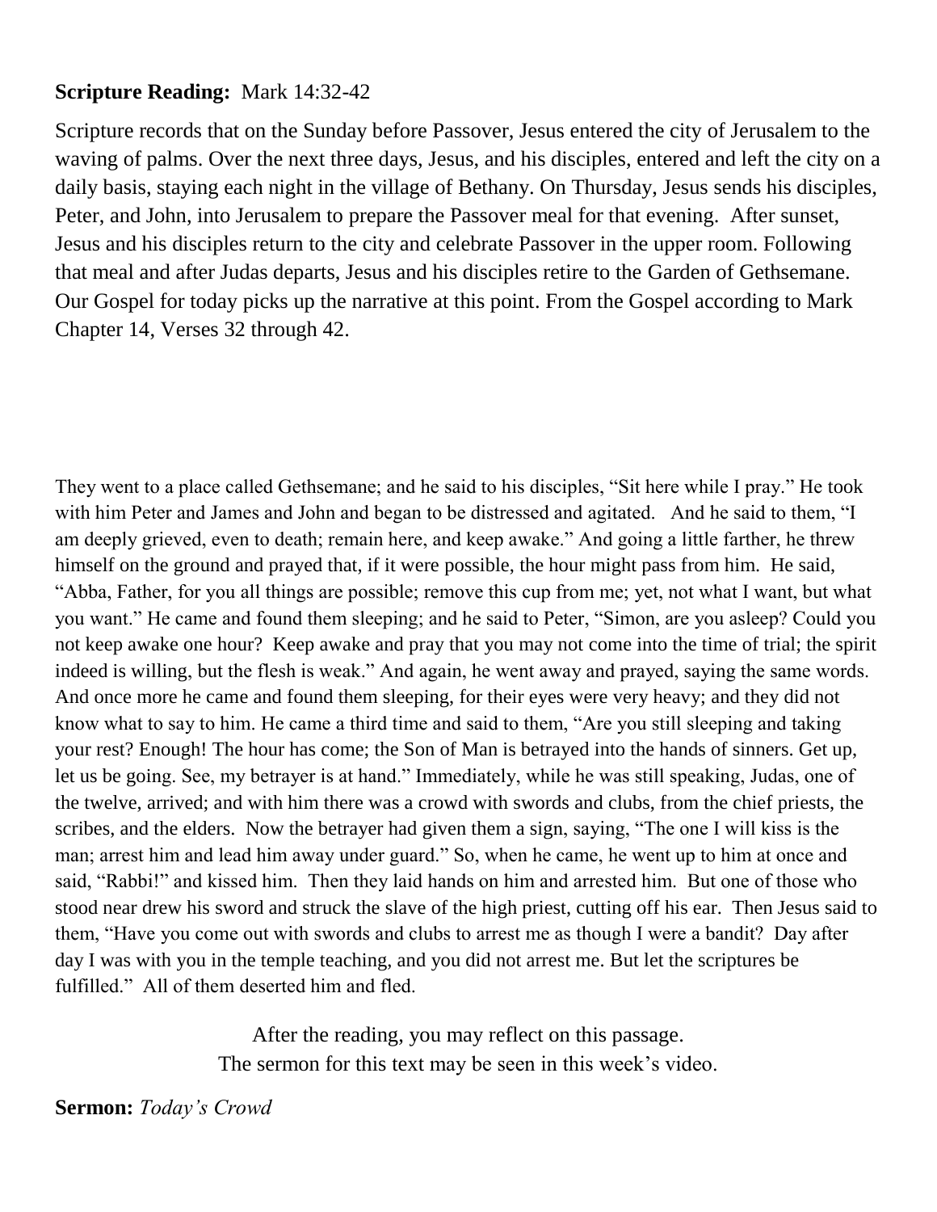**Scripture Reading:** Mark 14:32-42

Scripture records that on the Sunday before Passover, Jesus entered the city of Jerusalem to the waving of palms. Over the next three days, Jesus, and his disciples, entered and left the city on a daily basis, staying each night in the village of Bethany. On Thursday, Jesus sends his disciples, Peter, and John, into Jerusalem to prepare the Passover meal for that evening. After sunset, Jesus and his disciples return to the city and celebrate Passover in the upper room. Following that meal and after Judas departs, Jesus and his disciples retire to the Garden of Gethsemane. Our Gospel for today picks up the narrative at this point. From the Gospel according to Mark Chapter 14, Verses 32 through 42.

They went to a place called Gethsemane; and he said to his disciples, "Sit here while I pray." He took with him Peter and James and John and began to be distressed and agitated. And he said to them, "I am deeply grieved, even to death; remain here, and keep awake." And going a little farther, he threw himself on the ground and prayed that, if it were possible, the hour might pass from him. He said, "Abba, Father, for you all things are possible; remove this cup from me; yet, not what I want, but what you want." He came and found them sleeping; and he said to Peter, "Simon, are you asleep? Could you not keep awake one hour? Keep awake and pray that you may not come into the time of trial; the spirit indeed is willing, but the flesh is weak." And again, he went away and prayed, saying the same words. And once more he came and found them sleeping, for their eyes were very heavy; and they did not know what to say to him. He came a third time and said to them, "Are you still sleeping and taking your rest? Enough! The hour has come; the Son of Man is betrayed into the hands of sinners. Get up, let us be going. See, my betrayer is at hand." Immediately, while he was still speaking, Judas, one of the twelve, arrived; and with him there was a crowd with swords and clubs, from the chief priests, the scribes, and the elders. Now the betrayer had given them a sign, saying, "The one I will kiss is the man; arrest him and lead him away under guard." So, when he came, he went up to him at once and said, "Rabbi!" and kissed him. Then they laid hands on him and arrested him. But one of those who stood near drew his sword and struck the slave of the high priest, cutting off his ear. Then Jesus said to them, "Have you come out with swords and clubs to arrest me as though I were a bandit? Day after day I was with you in the temple teaching, and you did not arrest me. But let the scriptures be fulfilled." All of them deserted him and fled.

After the reading, you may reflect on this passage.
The sermon for this text may be seen in this week's video.

**Sermon:** *Today's Crowd*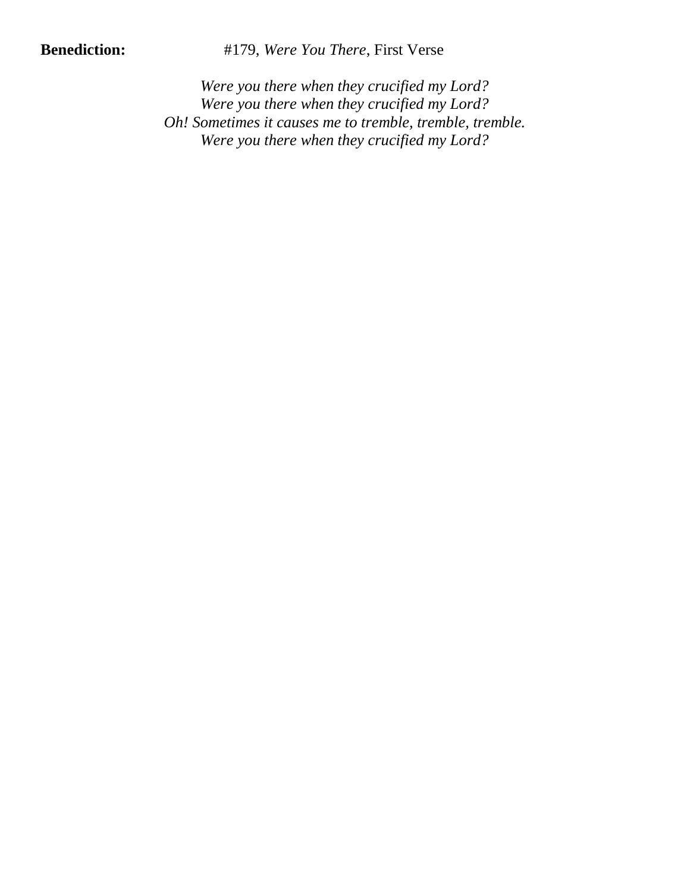**Benediction:** #179, *Were You There*, First Verse

*Were you there when they crucified my Lord?*
*Were you there when they crucified my Lord?*
*Oh! Sometimes it causes me to tremble, tremble, tremble.*
*Were you there when they crucified my Lord?*